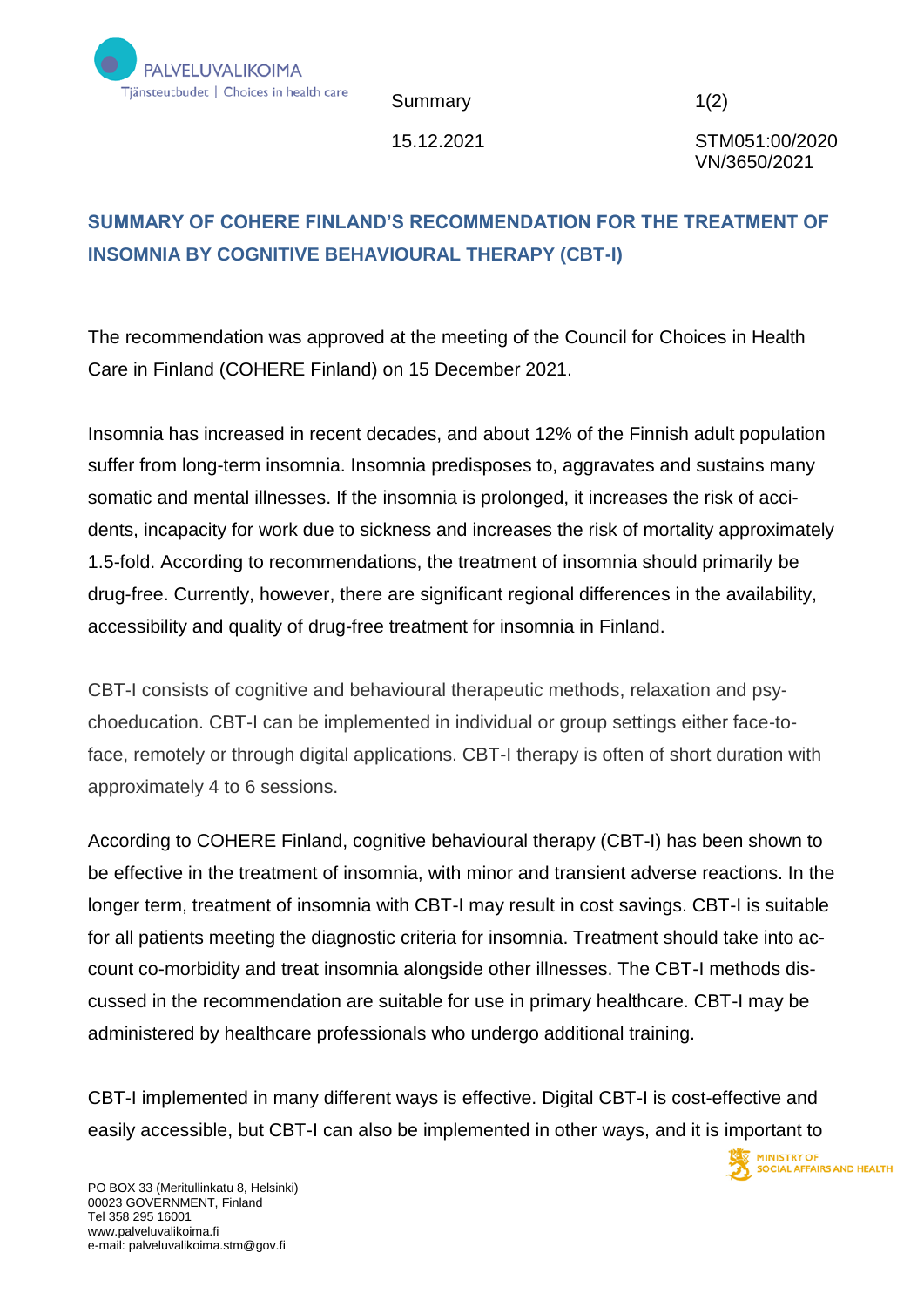PALVELUVALIKOIMA
Tjänsteutbudet | Choices in health care

Summary

15.12.2021

STM051:00/2020
VN/3650/2021

## SUMMARY OF COHERE FINLAND'S RECOMMENDATION FOR THE TREATMENT OF INSOMNIA BY COGNITIVE BEHAVIOURAL THERAPY (CBT-I)

The recommendation was approved at the meeting of the Council for Choices in Health Care in Finland (COHERE Finland) on 15 December 2021.

Insomnia has increased in recent decades, and about 12% of the Finnish adult population suffer from long-term insomnia. Insomnia predisposes to, aggravates and sustains many somatic and mental illnesses. If the insomnia is prolonged, it increases the risk of accidents, incapacity for work due to sickness and increases the risk of mortality approximately 1.5-fold. According to recommendations, the treatment of insomnia should primarily be drug-free. Currently, however, there are significant regional differences in the availability, accessibility and quality of drug-free treatment for insomnia in Finland.

CBT-I consists of cognitive and behavioural therapeutic methods, relaxation and psychoeducation. CBT-I can be implemented in individual or group settings either face-to-face, remotely or through digital applications. CBT-I therapy is often of short duration with approximately 4 to 6 sessions.

According to COHERE Finland, cognitive behavioural therapy (CBT-I) has been shown to be effective in the treatment of insomnia, with minor and transient adverse reactions. In the longer term, treatment of insomnia with CBT-I may result in cost savings. CBT-I is suitable for all patients meeting the diagnostic criteria for insomnia. Treatment should take into account co-morbidity and treat insomnia alongside other illnesses. The CBT-I methods discussed in the recommendation are suitable for use in primary healthcare. CBT-I may be administered by healthcare professionals who undergo additional training.

CBT-I implemented in many different ways is effective. Digital CBT-I is cost-effective and easily accessible, but CBT-I can also be implemented in other ways, and it is important to

PO BOX 33 (Meritullinkatu 8, Helsinki)
00023 GOVERNMENT, Finland
Tel 358 295 16001
www.palveluvalikoima.fi
e-mail: palveluvalikoima.stm@gov.fi

MINISTRY OF SOCIAL AFFAIRS AND HEALTH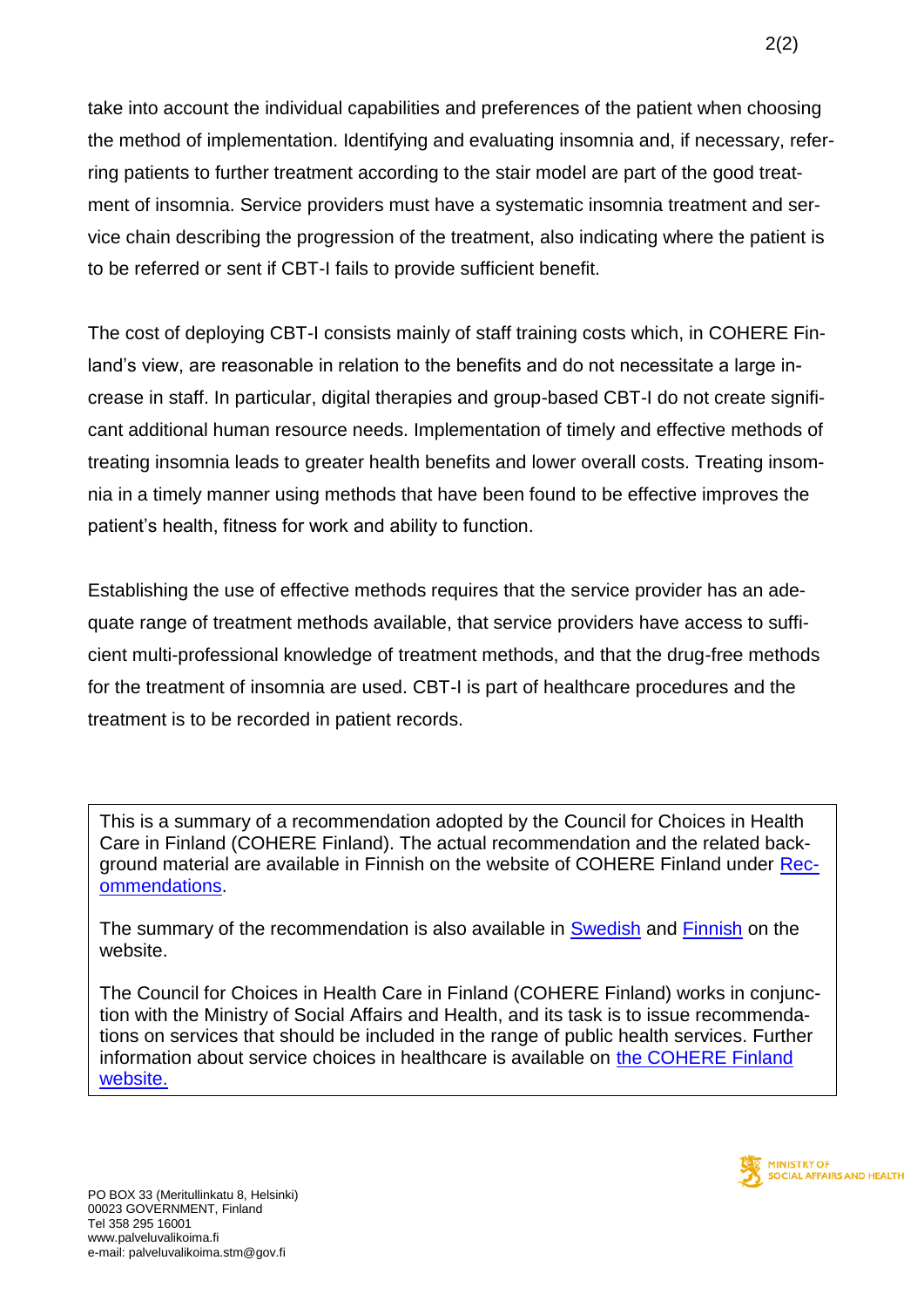take into account the individual capabilities and preferences of the patient when choosing the method of implementation. Identifying and evaluating insomnia and, if necessary, referring patients to further treatment according to the stair model are part of the good treatment of insomnia. Service providers must have a systematic insomnia treatment and service chain describing the progression of the treatment, also indicating where the patient is to be referred or sent if CBT-I fails to provide sufficient benefit.

The cost of deploying CBT-I consists mainly of staff training costs which, in COHERE Finland's view, are reasonable in relation to the benefits and do not necessitate a large increase in staff. In particular, digital therapies and group-based CBT-I do not create significant additional human resource needs. Implementation of timely and effective methods of treating insomnia leads to greater health benefits and lower overall costs. Treating insomnia in a timely manner using methods that have been found to be effective improves the patient's health, fitness for work and ability to function.

Establishing the use of effective methods requires that the service provider has an adequate range of treatment methods available, that service providers have access to sufficient multi-professional knowledge of treatment methods, and that the drug-free methods for the treatment of insomnia are used. CBT-I is part of healthcare procedures and the treatment is to be recorded in patient records.

This is a summary of a recommendation adopted by the Council for Choices in Health Care in Finland (COHERE Finland). The actual recommendation and the related background material are available in Finnish on the website of COHERE Finland under Recommendations.

The summary of the recommendation is also available in Swedish and Finnish on the website.

The Council for Choices in Health Care in Finland (COHERE Finland) works in conjunction with the Ministry of Social Affairs and Health, and its task is to issue recommendations on services that should be included in the range of public health services. Further information about service choices in healthcare is available on the COHERE Finland website.

PO BOX 33 (Meritullinkatu 8, Helsinki)
00023 GOVERNMENT, Finland
Tel 358 295 16001
www.palveluvalikoima.fi
e-mail: palveluvalikoima.stm@gov.fi

MINISTRY OF SOCIAL AFFAIRS AND HEALTH